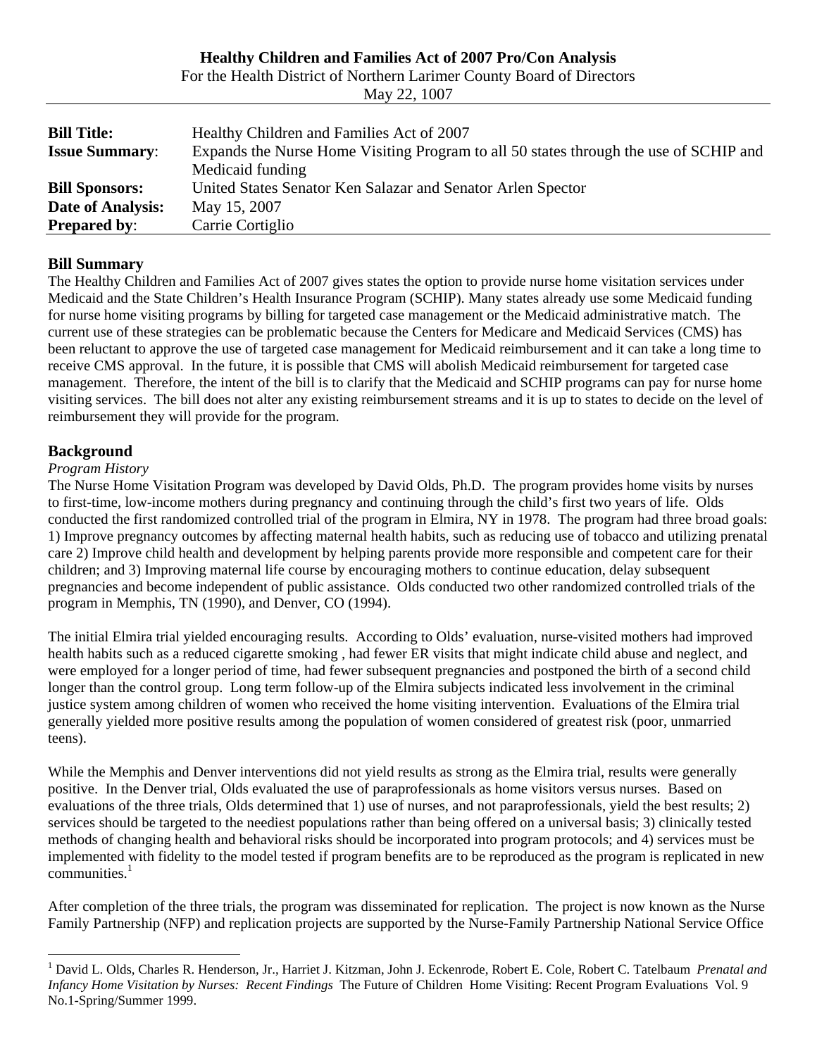**Healthy Children and Families Act of 2007 Pro/Con Analysis**

For the Health District of Northern Larimer County Board of Directors

May 22, 1007

| | |
|---|---|
| **Bill Title:** | Healthy Children and Families Act of 2007 |
| **Issue Summary**: | Expands the Nurse Home Visiting Program to all 50 states through the use of SCHIP and Medicaid funding |
| **Bill Sponsors:** | United States Senator Ken Salazar and Senator Arlen Spector |
| **Date of Analysis:** | May 15, 2007 |
| **Prepared by**: | Carrie Cortiglio |

## Bill Summary

The Healthy Children and Families Act of 2007 gives states the option to provide nurse home visitation services under Medicaid and the State Children's Health Insurance Program (SCHIP). Many states already use some Medicaid funding for nurse home visiting programs by billing for targeted case management or the Medicaid administrative match. The current use of these strategies can be problematic because the Centers for Medicare and Medicaid Services (CMS) has been reluctant to approve the use of targeted case management for Medicaid reimbursement and it can take a long time to receive CMS approval. In the future, it is possible that CMS will abolish Medicaid reimbursement for targeted case management. Therefore, the intent of the bill is to clarify that the Medicaid and SCHIP programs can pay for nurse home visiting services. The bill does not alter any existing reimbursement streams and it is up to states to decide on the level of reimbursement they will provide for the program.

## Background

*Program History*

The Nurse Home Visitation Program was developed by David Olds, Ph.D. The program provides home visits by nurses to first-time, low-income mothers during pregnancy and continuing through the child's first two years of life. Olds conducted the first randomized controlled trial of the program in Elmira, NY in 1978. The program had three broad goals: 1) Improve pregnancy outcomes by affecting maternal health habits, such as reducing use of tobacco and utilizing prenatal care 2) Improve child health and development by helping parents provide more responsible and competent care for their children; and 3) Improving maternal life course by encouraging mothers to continue education, delay subsequent pregnancies and become independent of public assistance. Olds conducted two other randomized controlled trials of the program in Memphis, TN (1990), and Denver, CO (1994).

The initial Elmira trial yielded encouraging results. According to Olds' evaluation, nurse-visited mothers had improved health habits such as a reduced cigarette smoking , had fewer ER visits that might indicate child abuse and neglect, and were employed for a longer period of time, had fewer subsequent pregnancies and postponed the birth of a second child longer than the control group. Long term follow-up of the Elmira subjects indicated less involvement in the criminal justice system among children of women who received the home visiting intervention. Evaluations of the Elmira trial generally yielded more positive results among the population of women considered of greatest risk (poor, unmarried teens).

While the Memphis and Denver interventions did not yield results as strong as the Elmira trial, results were generally positive. In the Denver trial, Olds evaluated the use of paraprofessionals as home visitors versus nurses. Based on evaluations of the three trials, Olds determined that 1) use of nurses, and not paraprofessionals, yield the best results; 2) services should be targeted to the neediest populations rather than being offered on a universal basis; 3) clinically tested methods of changing health and behavioral risks should be incorporated into program protocols; and 4) services must be implemented with fidelity to the model tested if program benefits are to be reproduced as the program is replicated in new communities.[1]

After completion of the three trials, the program was disseminated for replication. The project is now known as the Nurse Family Partnership (NFP) and replication projects are supported by the Nurse-Family Partnership National Service Office

---

[1] David L. Olds, Charles R. Henderson, Jr., Harriet J. Kitzman, John J. Eckenrode, Robert E. Cole, Robert C. Tatelbaum *Prenatal and Infancy Home Visitation by Nurses: Recent Findings* The Future of Children Home Visiting: Recent Program Evaluations Vol. 9 No.1-Spring/Summer 1999.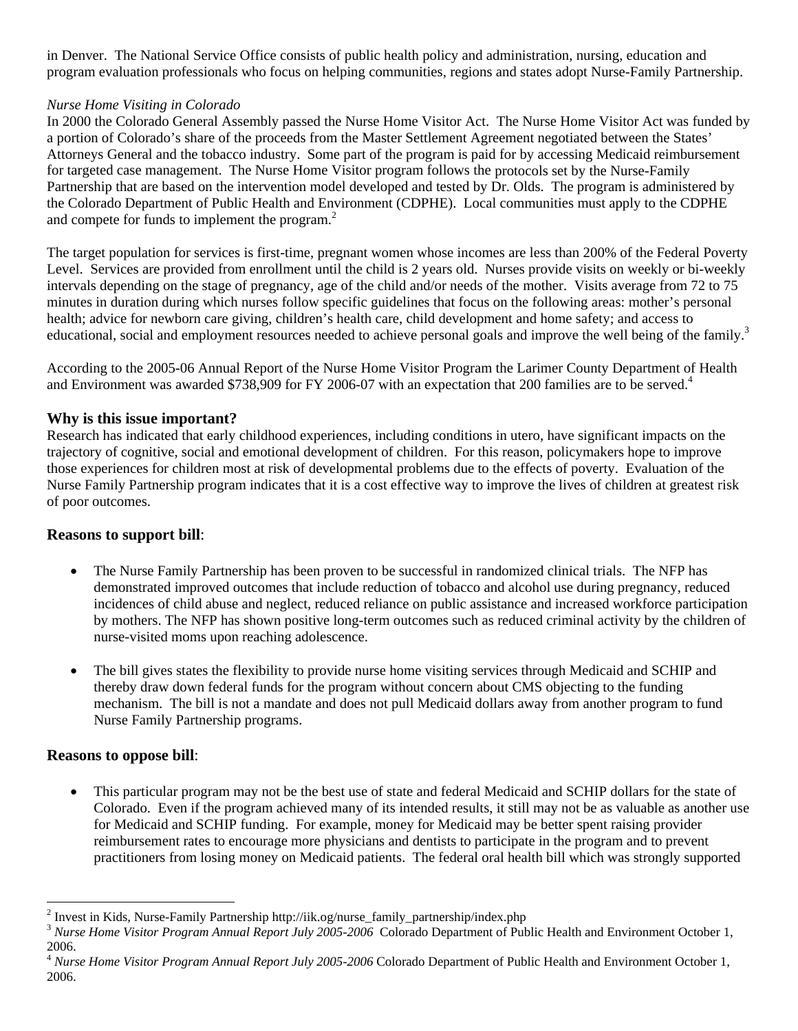in Denver. The National Service Office consists of public health policy and administration, nursing, education and program evaluation professionals who focus on helping communities, regions and states adopt Nurse-Family Partnership.

*Nurse Home Visiting in Colorado*

In 2000 the Colorado General Assembly passed the Nurse Home Visitor Act. The Nurse Home Visitor Act was funded by a portion of Colorado's share of the proceeds from the Master Settlement Agreement negotiated between the States' Attorneys General and the tobacco industry. Some part of the program is paid for by accessing Medicaid reimbursement for targeted case management. The Nurse Home Visitor program follows the protocols set by the Nurse-Family Partnership that are based on the intervention model developed and tested by Dr. Olds. The program is administered by the Colorado Department of Public Health and Environment (CDPHE). Local communities must apply to the CDPHE and compete for funds to implement the program.[2]

The target population for services is first-time, pregnant women whose incomes are less than 200% of the Federal Poverty Level. Services are provided from enrollment until the child is 2 years old. Nurses provide visits on weekly or bi-weekly intervals depending on the stage of pregnancy, age of the child and/or needs of the mother. Visits average from 72 to 75 minutes in duration during which nurses follow specific guidelines that focus on the following areas: mother's personal health; advice for newborn care giving, children's health care, child development and home safety; and access to educational, social and employment resources needed to achieve personal goals and improve the well being of the family.[3]

According to the 2005-06 Annual Report of the Nurse Home Visitor Program the Larimer County Department of Health and Environment was awarded $738,909 for FY 2006-07 with an expectation that 200 families are to be served.[4]

## Why is this issue important?

Research has indicated that early childhood experiences, including conditions in utero, have significant impacts on the trajectory of cognitive, social and emotional development of children. For this reason, policymakers hope to improve those experiences for children most at risk of developmental problems due to the effects of poverty. Evaluation of the Nurse Family Partnership program indicates that it is a cost effective way to improve the lives of children at greatest risk of poor outcomes.

## Reasons to support bill:

- The Nurse Family Partnership has been proven to be successful in randomized clinical trials. The NFP has demonstrated improved outcomes that include reduction of tobacco and alcohol use during pregnancy, reduced incidences of child abuse and neglect, reduced reliance on public assistance and increased workforce participation by mothers. The NFP has shown positive long-term outcomes such as reduced criminal activity by the children of nurse-visited moms upon reaching adolescence.

- The bill gives states the flexibility to provide nurse home visiting services through Medicaid and SCHIP and thereby draw down federal funds for the program without concern about CMS objecting to the funding mechanism. The bill is not a mandate and does not pull Medicaid dollars away from another program to fund Nurse Family Partnership programs.

## Reasons to oppose bill:

- This particular program may not be the best use of state and federal Medicaid and SCHIP dollars for the state of Colorado. Even if the program achieved many of its intended results, it still may not be as valuable as another use for Medicaid and SCHIP funding. For example, money for Medicaid may be better spent raising provider reimbursement rates to encourage more physicians and dentists to participate in the program and to prevent practitioners from losing money on Medicaid patients. The federal oral health bill which was strongly supported

---

[2] Invest in Kids, Nurse-Family Partnership http://iik.og/nurse_family_partnership/index.php

[3] *Nurse Home Visitor Program Annual Report July 2005-2006* Colorado Department of Public Health and Environment October 1, 2006.

[4] *Nurse Home Visitor Program Annual Report July 2005-2006* Colorado Department of Public Health and Environment October 1, 2006.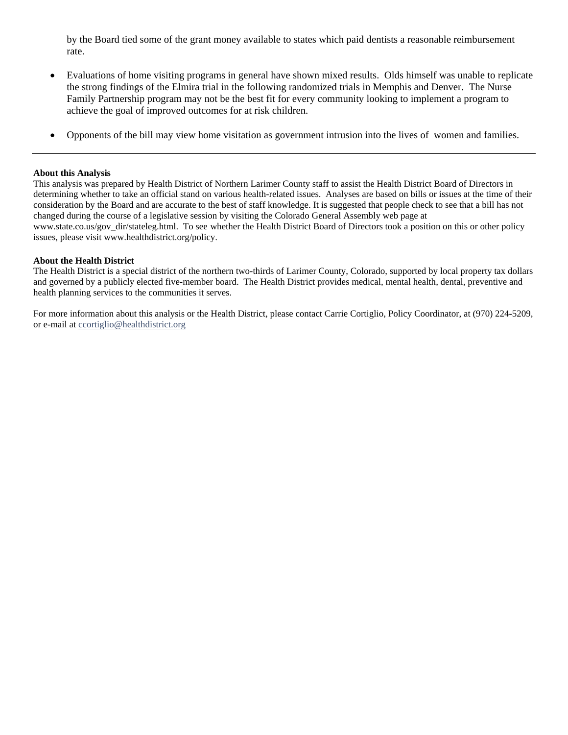by the Board tied some of the grant money available to states which paid dentists a reasonable reimbursement rate.

- Evaluations of home visiting programs in general have shown mixed results. Olds himself was unable to replicate the strong findings of the Elmira trial in the following randomized trials in Memphis and Denver. The Nurse Family Partnership program may not be the best fit for every community looking to implement a program to achieve the goal of improved outcomes for at risk children.

- Opponents of the bill may view home visitation as government intrusion into the lives of women and families.

---

**About this Analysis**

This analysis was prepared by Health District of Northern Larimer County staff to assist the Health District Board of Directors in determining whether to take an official stand on various health-related issues. Analyses are based on bills or issues at the time of their consideration by the Board and are accurate to the best of staff knowledge. It is suggested that people check to see that a bill has not changed during the course of a legislative session by visiting the Colorado General Assembly web page at www.state.co.us/gov_dir/stateleg.html. To see whether the Health District Board of Directors took a position on this or other policy issues, please visit www.healthdistrict.org/policy.

**About the Health District**

The Health District is a special district of the northern two-thirds of Larimer County, Colorado, supported by local property tax dollars and governed by a publicly elected five-member board. The Health District provides medical, mental health, dental, preventive and health planning services to the communities it serves.

For more information about this analysis or the Health District, please contact Carrie Cortiglio, Policy Coordinator, at (970) 224-5209, or e-mail at ccortiglio@healthdistrict.org